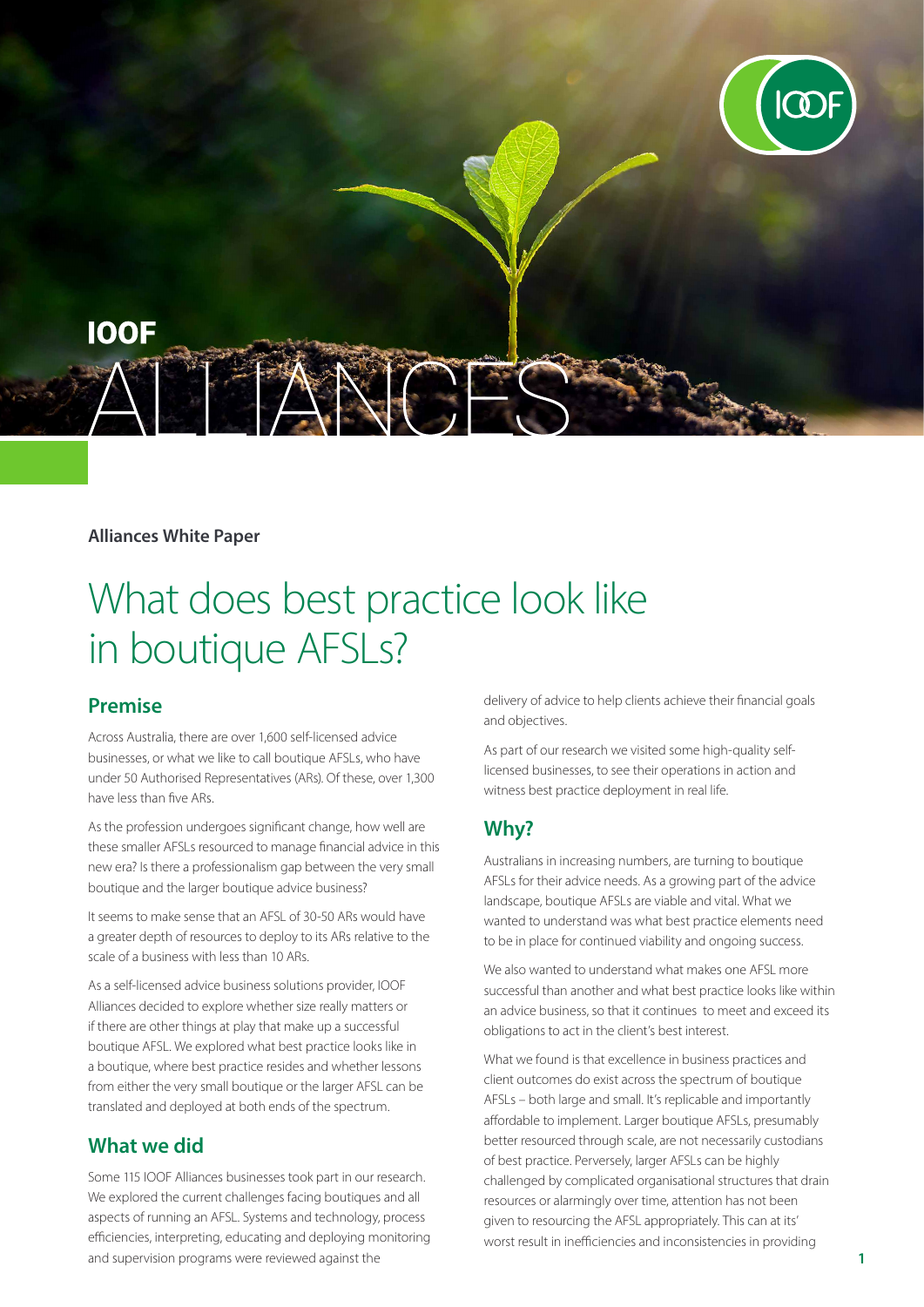IOOF

ALLIANCES

**Alliances White Paper**

# What does best practice look like in boutique AFSLs?

## Premise

Across Australia, there are over 1,600 self-licensed advice businesses, or what we like to call boutique AFSLs, who have under 50 Authorised Representatives (ARs). Of these, over 1,300 have less than five ARs.

As the profession undergoes significant change, how well are these smaller AFSLs resourced to manage financial advice in this new era? Is there a professionalism gap between the very small boutique and the larger boutique advice business?

It seems to make sense that an AFSL of 30-50 ARs would have a greater depth of resources to deploy to its ARs relative to the scale of a business with less than 10 ARs.

As a self-licensed advice business solutions provider, IOOF Alliances decided to explore whether size really matters or if there are other things at play that make up a successful boutique AFSL. We explored what best practice looks like in a boutique, where best practice resides and whether lessons from either the very small boutique or the larger AFSL can be translated and deployed at both ends of the spectrum.

## What we did

Some 115 IOOF Alliances businesses took part in our research. We explored the current challenges facing boutiques and all aspects of running an AFSL. Systems and technology, process efficiencies, interpreting, educating and deploying monitoring and supervision programs were reviewed against the delivery of advice to help clients achieve their financial goals and objectives.

As part of our research we visited some high-quality self-licensed businesses, to see their operations in action and witness best practice deployment in real life.

## Why?

Australians in increasing numbers, are turning to boutique AFSLs for their advice needs. As a growing part of the advice landscape, boutique AFSLs are viable and vital. What we wanted to understand was what best practice elements need to be in place for continued viability and ongoing success.

We also wanted to understand what makes one AFSL more successful than another and what best practice looks like within an advice business, so that it continues to meet and exceed its obligations to act in the client's best interest.

What we found is that excellence in business practices and client outcomes do exist across the spectrum of boutique AFSLs – both large and small. It's replicable and importantly affordable to implement. Larger boutique AFSLs, presumably better resourced through scale, are not necessarily custodians of best practice. Perversely, larger AFSLs can be highly challenged by complicated organisational structures that drain resources or alarmingly over time, attention has not been given to resourcing the AFSL appropriately. This can at its' worst result in inefficiencies and inconsistencies in providing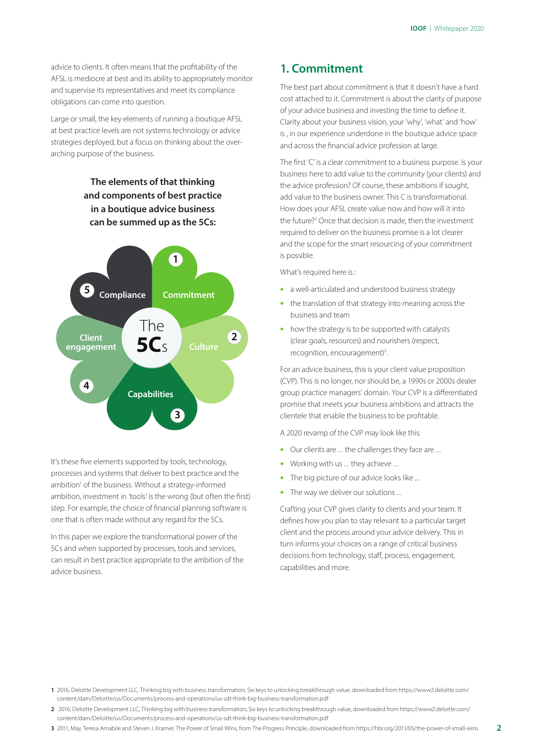advice to clients. It often means that the profitability of the AFSL is mediocre at best and its ability to appropriately monitor and supervise its representatives and meet its compliance obligations can come into question.

Large or small, the key elements of running a boutique AFSL at best practice levels are not systems technology or advice strategies deployed, but a focus on thinking about the over-arching purpose of the business.

**The elements of that thinking and components of best practice in a boutique advice business can be summed up as the 5Cs:**

The 5Cs

1. Commitment
2. Culture
3. Capabilities
4. Client engagement
5. Compliance

It's these five elements supported by tools, technology, processes and systems that deliver to best practice and the ambition[1] of the business. Without a strategy-informed ambition, investment in 'tools' is the wrong (but often the first) step. For example, the choice of financial planning software is one that is often made without any regard for the 5Cs.

In this paper we explore the transformational power of the 5Cs and when supported by processes, tools and services, can result in best practice appropriate to the ambition of the advice business.

## 1. Commitment

The best part about commitment is that it doesn't have a hard cost attached to it. Commitment is about the clarity of purpose of your advice business and investing the time to define it. Clarity about your business vision, your 'why', 'what' and 'how' is , in our experience underdone in the boutique advice space and across the financial advice profession at large.

The first 'C' is a clear commitment to a business purpose. Is your business here to add value to the community (your clients) and the advice profession? Of course, these ambitions if sought, add value to the business owner. This C is transformational. How does your AFSL create value now and how will it into the future?[2] Once that decision is made, then the investment required to deliver on the business promise is a lot clearer and the scope for the smart resourcing of your commitment is possible.

What's required here is :

- a well-articulated and understood business strategy
- the translation of that strategy into meaning across the business and team
- how the strategy is to be supported with catalysts (clear goals, resources) and nourishers (respect, recognition, encouragement)[3].

For an advice business, this is your client value proposition (CVP). This is no longer, nor should be, a 1990s or 2000s dealer group practice managers' domain. Your CVP is a differentiated promise that meets your business ambitions and attracts the clientele that enable the business to be profitable.

A 2020 revamp of the CVP may look like this:

- Our clients are ... the challenges they face are ...
- Working with us ... they achieve ...
- The big picture of our advice looks like ...
- The way we deliver our solutions ...

Crafting your CVP gives clarity to clients and your team. It defines how you plan to stay relevant to a particular target client and the process around your advice delivery. This in turn informs your choices on a range of critical business decisions from technology, staff, process, engagement, capabilities and more.

---

**1** 2016, Deloitte Development LLC, Thinking big with business transformation, Six keys to unlocking breakthrough value, downloaded from https://www2.deloitte.com/content/dam/Deloitte/us/Documents/process-and-operations/us-sdt-think-big-business-transformation.pdf

**2** 2016, Deloitte Development LLC, Thinking big with business transformation, Six keys to unlocking breakthrough value, downloaded from https://www2.deloitte.com/content/dam/Deloitte/us/Documents/process-and-operations/us-sdt-think-big-business-transformation.pdf

**3** 2011, May, Teresa Amabile and Steven J. Kramer, The Power of Small Wins, from The Progress Principle, downloaded from https://hbr.org/2011/05/the-power-of-small-wins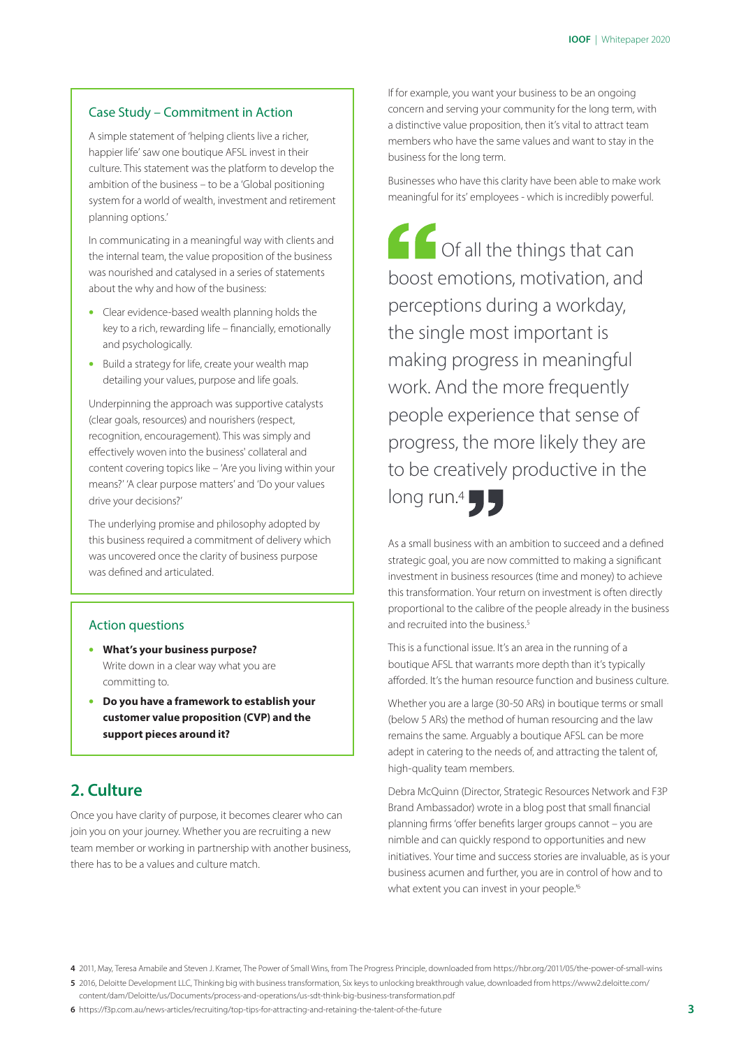### Case Study – Commitment in Action

A simple statement of 'helping clients live a richer, happier life' saw one boutique AFSL invest in their culture. This statement was the platform to develop the ambition of the business – to be a 'Global positioning system for a world of wealth, investment and retirement planning options.'

In communicating in a meaningful way with clients and the internal team, the value proposition of the business was nourished and catalysed in a series of statements about the why and how of the business:

- Clear evidence-based wealth planning holds the key to a rich, rewarding life – financially, emotionally and psychologically.
- Build a strategy for life, create your wealth map detailing your values, purpose and life goals.

Underpinning the approach was supportive catalysts (clear goals, resources) and nourishers (respect, recognition, encouragement). This was simply and effectively woven into the business' collateral and content covering topics like – 'Are you living within your means?' 'A clear purpose matters' and 'Do your values drive your decisions?'

The underlying promise and philosophy adopted by this business required a commitment of delivery which was uncovered once the clarity of business purpose was defined and articulated.

### Action questions

- **What's your business purpose?** Write down in a clear way what you are committing to.
- **Do you have a framework to establish your customer value proposition (CVP) and the support pieces around it?**

## 2. Culture

Once you have clarity of purpose, it becomes clearer who can join you on your journey. Whether you are recruiting a new team member or working in partnership with another business, there has to be a values and culture match.

If for example, you want your business to be an ongoing concern and serving your community for the long term, with a distinctive value proposition, then it's vital to attract team members who have the same values and want to stay in the business for the long term.

Businesses who have this clarity have been able to make work meaningful for its' employees - which is incredibly powerful.

> "Of all the things that can boost emotions, motivation, and perceptions during a workday, the single most important is making progress in meaningful work. And the more frequently people experience that sense of progress, the more likely they are to be creatively productive in the long run.[4]"

As a small business with an ambition to succeed and a defined strategic goal, you are now committed to making a significant investment in business resources (time and money) to achieve this transformation. Your return on investment is often directly proportional to the calibre of the people already in the business and recruited into the business.[5]

This is a functional issue. It's an area in the running of a boutique AFSL that warrants more depth than it's typically afforded. It's the human resource function and business culture.

Whether you are a large (30-50 ARs) in boutique terms or small (below 5 ARs) the method of human resourcing and the law remains the same. Arguably a boutique AFSL can be more adept in catering to the needs of, and attracting the talent of, high-quality team members.

Debra McQuinn (Director, Strategic Resources Network and F3P Brand Ambassador) wrote in a blog post that small financial planning firms 'offer benefits larger groups cannot – you are nimble and can quickly respond to opportunities and new initiatives. Your time and success stories are invaluable, as is your business acumen and further, you are in control of how and to what extent you can invest in your people.'[6]

---

4 2011, May, Teresa Amabile and Steven J. Kramer, The Power of Small Wins, from The Progress Principle, downloaded from https://hbr.org/2011/05/the-power-of-small-wins

5 2016, Deloitte Development LLC, Thinking big with business transformation, Six keys to unlocking breakthrough value, downloaded from https://www2.deloitte.com/content/dam/Deloitte/us/Documents/process-and-operations/us-sdt-think-big-business-transformation.pdf

6 https://f3p.com.au/news-articles/recruiting/top-tips-for-attracting-and-retaining-the-talent-of-the-future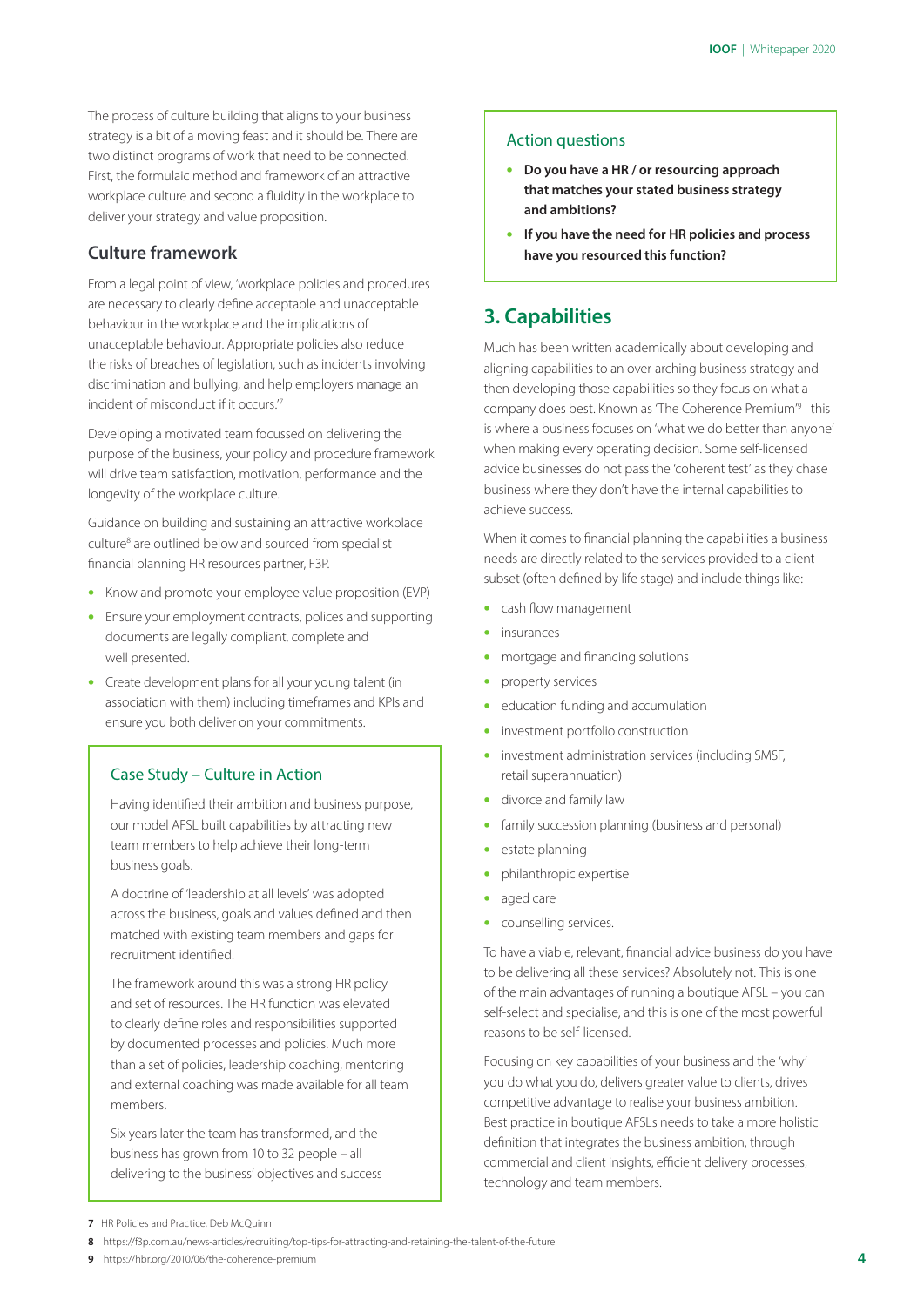The process of culture building that aligns to your business strategy is a bit of a moving feast and it should be. There are two distinct programs of work that need to be connected. First, the formulaic method and framework of an attractive workplace culture and second a fluidity in the workplace to deliver your strategy and value proposition.

## Culture framework

From a legal point of view, 'workplace policies and procedures are necessary to clearly define acceptable and unacceptable behaviour in the workplace and the implications of unacceptable behaviour. Appropriate policies also reduce the risks of breaches of legislation, such as incidents involving discrimination and bullying, and help employers manage an incident of misconduct if it occurs.'[7]

Developing a motivated team focussed on delivering the purpose of the business, your policy and procedure framework will drive team satisfaction, motivation, performance and the longevity of the workplace culture.

Guidance on building and sustaining an attractive workplace culture[8] are outlined below and sourced from specialist financial planning HR resources partner, F3P.

- Know and promote your employee value proposition (EVP)
- Ensure your employment contracts, polices and supporting documents are legally compliant, complete and well presented.
- Create development plans for all your young talent (in association with them) including timeframes and KPIs and ensure you both deliver on your commitments.

### Case Study – Culture in Action

Having identified their ambition and business purpose, our model AFSL built capabilities by attracting new team members to help achieve their long-term business goals.

A doctrine of 'leadership at all levels' was adopted across the business, goals and values defined and then matched with existing team members and gaps for recruitment identified.

The framework around this was a strong HR policy and set of resources. The HR function was elevated to clearly define roles and responsibilities supported by documented processes and policies. Much more than a set of policies, leadership coaching, mentoring and external coaching was made available for all team members.

Six years later the team has transformed, and the business has grown from 10 to 32 people – all delivering to the business' objectives and success

### Action questions

- **Do you have a HR / or resourcing approach that matches your stated business strategy and ambitions?**
- **If you have the need for HR policies and process have you resourced this function?**

## 3. Capabilities

Much has been written academically about developing and aligning capabilities to an over-arching business strategy and then developing those capabilities so they focus on what a company does best. Known as 'The Coherence Premium'[9] this is where a business focuses on 'what we do better than anyone' when making every operating decision. Some self-licensed advice businesses do not pass the 'coherent test' as they chase business where they don't have the internal capabilities to achieve success.

When it comes to financial planning the capabilities a business needs are directly related to the services provided to a client subset (often defined by life stage) and include things like:

- cash flow management
- insurances
- mortgage and financing solutions
- property services
- education funding and accumulation
- investment portfolio construction
- investment administration services (including SMSF, retail superannuation)
- divorce and family law
- family succession planning (business and personal)
- estate planning
- philanthropic expertise
- aged care
- counselling services.

To have a viable, relevant, financial advice business do you have to be delivering all these services? Absolutely not. This is one of the main advantages of running a boutique AFSL – you can self-select and specialise, and this is one of the most powerful reasons to be self-licensed.

Focusing on key capabilities of your business and the 'why' you do what you do, delivers greater value to clients, drives competitive advantage to realise your business ambition. Best practice in boutique AFSLs needs to take a more holistic definition that integrates the business ambition, through commercial and client insights, efficient delivery processes, technology and team members.

---

[7] HR Policies and Practice, Deb McQuinn

[8] https://f3p.com.au/news-articles/recruiting/top-tips-for-attracting-and-retaining-the-talent-of-the-future

[9] https://hbr.org/2010/06/the-coherence-premium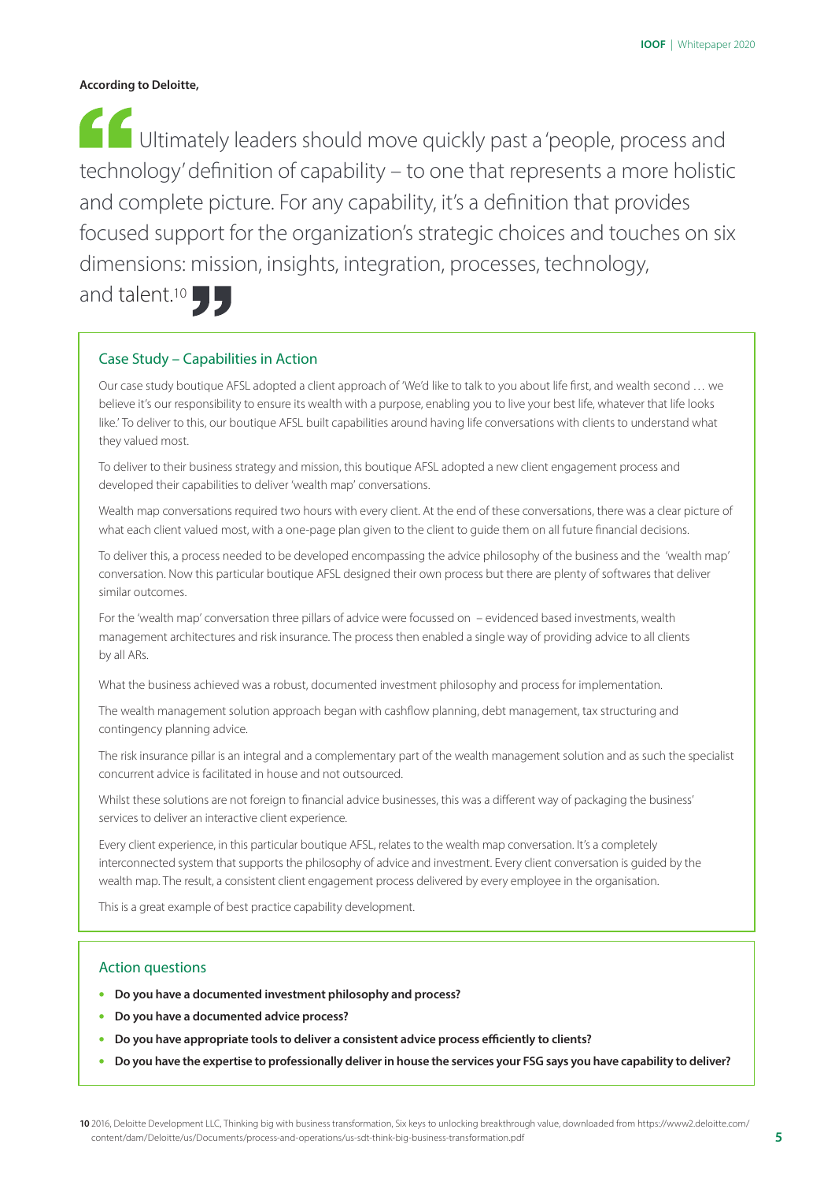**According to Deloitte,**

> Ultimately leaders should move quickly past a 'people, process and technology' definition of capability – to one that represents a more holistic and complete picture. For any capability, it's a definition that provides focused support for the organization's strategic choices and touches on six dimensions: mission, insights, integration, processes, technology, and talent.[10]

## Case Study – Capabilities in Action

Our case study boutique AFSL adopted a client approach of 'We'd like to talk to you about life first, and wealth second … we believe it's our responsibility to ensure its wealth with a purpose, enabling you to live your best life, whatever that life looks like.' To deliver to this, our boutique AFSL built capabilities around having life conversations with clients to understand what they valued most.

To deliver to their business strategy and mission, this boutique AFSL adopted a new client engagement process and developed their capabilities to deliver 'wealth map' conversations.

Wealth map conversations required two hours with every client. At the end of these conversations, there was a clear picture of what each client valued most, with a one-page plan given to the client to guide them on all future financial decisions.

To deliver this, a process needed to be developed encompassing the advice philosophy of the business and the 'wealth map' conversation. Now this particular boutique AFSL designed their own process but there are plenty of softwares that deliver similar outcomes.

For the 'wealth map' conversation three pillars of advice were focussed on – evidenced based investments, wealth management architectures and risk insurance. The process then enabled a single way of providing advice to all clients by all ARs.

What the business achieved was a robust, documented investment philosophy and process for implementation.

The wealth management solution approach began with cashflow planning, debt management, tax structuring and contingency planning advice.

The risk insurance pillar is an integral and a complementary part of the wealth management solution and as such the specialist concurrent advice is facilitated in house and not outsourced.

Whilst these solutions are not foreign to financial advice businesses, this was a different way of packaging the business' services to deliver an interactive client experience.

Every client experience, in this particular boutique AFSL, relates to the wealth map conversation. It's a completely interconnected system that supports the philosophy of advice and investment. Every client conversation is guided by the wealth map. The result, a consistent client engagement process delivered by every employee in the organisation.

This is a great example of best practice capability development.

## Action questions

- **Do you have a documented investment philosophy and process?**
- **Do you have a documented advice process?**
- **Do you have appropriate tools to deliver a consistent advice process efficiently to clients?**
- **Do you have the expertise to professionally deliver in house the services your FSG says you have capability to deliver?**

**10** 2016, Deloitte Development LLC, Thinking big with business transformation, Six keys to unlocking breakthrough value, downloaded from https://www2.deloitte.com/content/dam/Deloitte/us/Documents/process-and-operations/us-sdt-think-big-business-transformation.pdf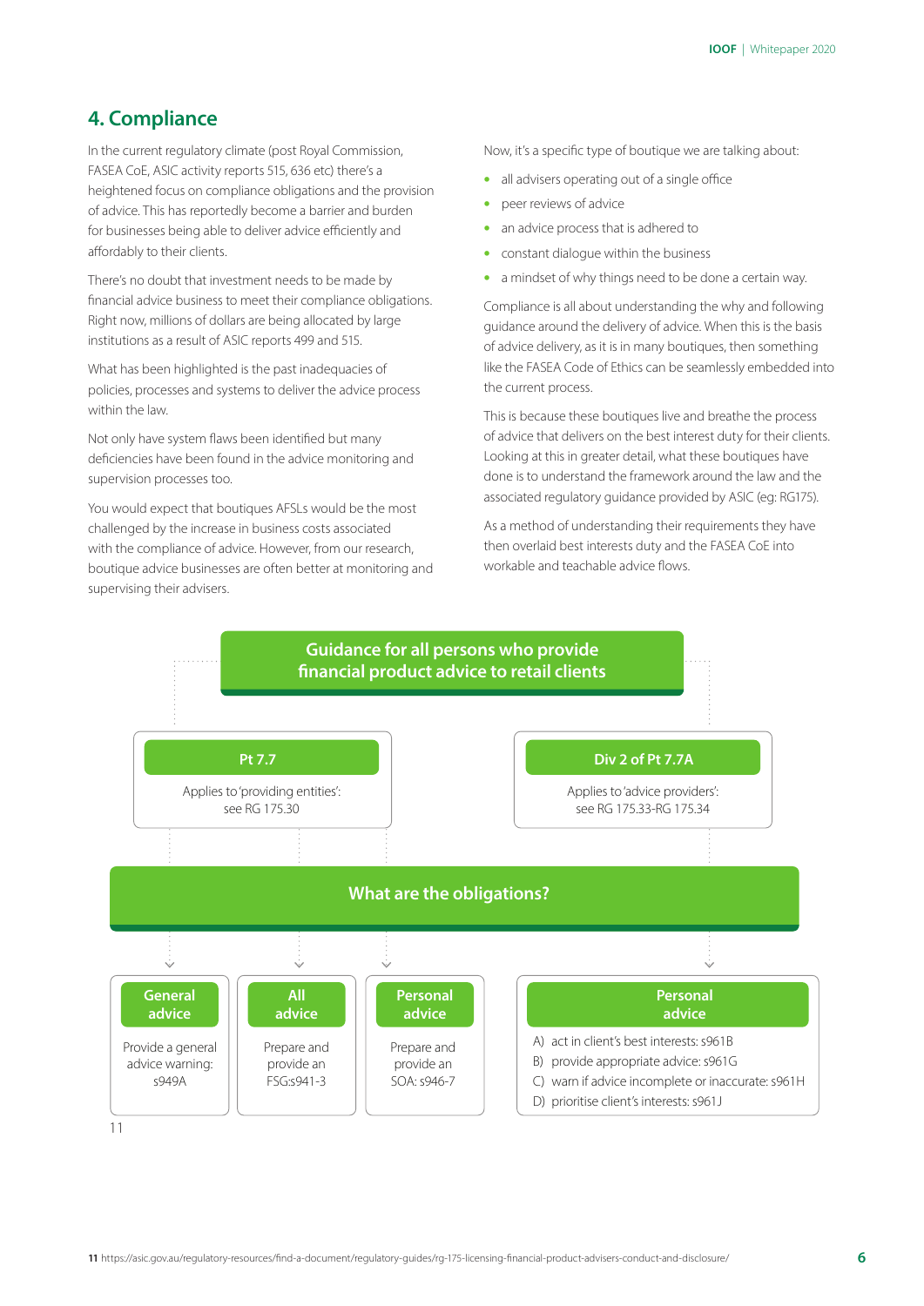## 4. Compliance

In the current regulatory climate (post Royal Commission, FASEA CoE, ASIC activity reports 515, 636 etc) there's a heightened focus on compliance obligations and the provision of advice. This has reportedly become a barrier and burden for businesses being able to deliver advice efficiently and affordably to their clients.

There's no doubt that investment needs to be made by financial advice business to meet their compliance obligations. Right now, millions of dollars are being allocated by large institutions as a result of ASIC reports 499 and 515.

What has been highlighted is the past inadequacies of policies, processes and systems to deliver the advice process within the law.

Not only have system flaws been identified but many deficiencies have been found in the advice monitoring and supervision processes too.

You would expect that boutiques AFSLs would be the most challenged by the increase in business costs associated with the compliance of advice. However, from our research, boutique advice businesses are often better at monitoring and supervising their advisers.

Now, it's a specific type of boutique we are talking about:

- all advisers operating out of a single office
- peer reviews of advice
- an advice process that is adhered to
- constant dialogue within the business
- a mindset of why things need to be done a certain way.

Compliance is all about understanding the why and following guidance around the delivery of advice. When this is the basis of advice delivery, as it is in many boutiques, then something like the FASEA Code of Ethics can be seamlessly embedded into the current process.

This is because these boutiques live and breathe the process of advice that delivers on the best interest duty for their clients. Looking at this in greater detail, what these boutiques have done is to understand the framework around the law and the associated regulatory guidance provided by ASIC (eg: RG175).

As a method of understanding their requirements they have then overlaid best interests duty and the FASEA CoE into workable and teachable advice flows.

**Guidance for all persons who provide financial product advice to retail clients**

**Pt 7.7**
Applies to 'providing entities': see RG 175.30

**Div 2 of Pt 7.7A**
Applies to 'advice providers': see RG 175.33-RG 175.34

**What are the obligations?**

| General advice | All advice | Personal advice | Personal advice |
|---|---|---|---|
| Provide a general advice warning: s949A | Prepare and provide an FSG:s941-3 | Prepare and provide an SOA: s946-7 | A) act in client's best interests: s961B<br>B) provide appropriate advice: s961G<br>C) warn if advice incomplete or inaccurate: s961H<br>D) prioritise client's interests: s961J |

[11]

[11] https://asic.gov.au/regulatory-resources/find-a-document/regulatory-guides/rg-175-licensing-financial-product-advisers-conduct-and-disclosure/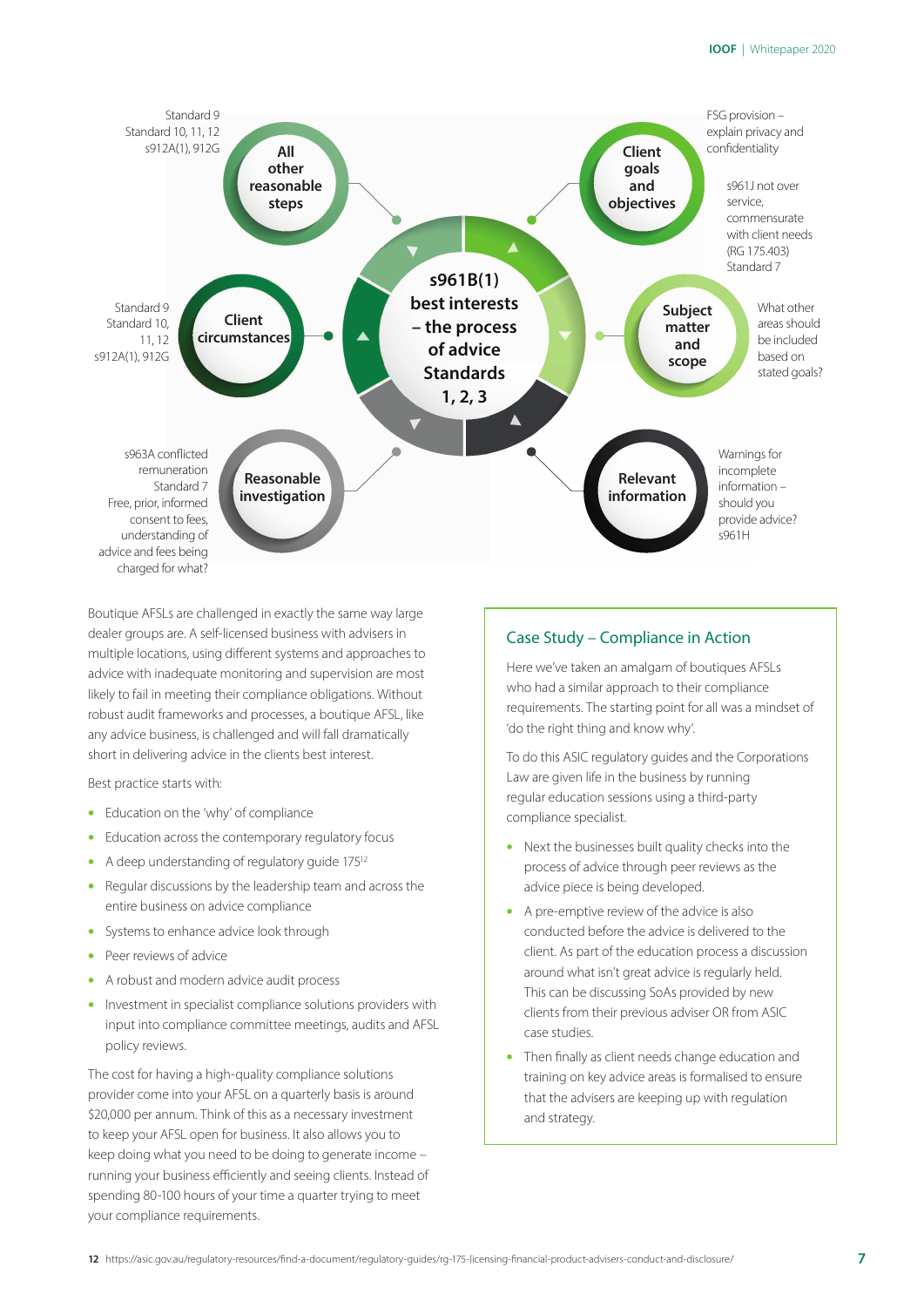**s961B(1) best interests – the process of advice Standards 1, 2, 3**

**All other reasonable steps**
Standard 9
Standard 10, 11, 12
s912A(1), 912G

**Client goals and objectives**
FSG provision – explain privacy and confidentiality
s961J not over service, commensurate with client needs (RG 175.403)
Standard 7

**Client circumstances**
Standard 9
Standard 10, 11, 12
s912A(1), 912G

**Subject matter and scope**
What other areas should be included based on stated goals?

**Reasonable investigation**
s963A conflicted remuneration
Standard 7
Free, prior, informed consent to fees, understanding of advice and fees being charged for what?

**Relevant information**
Warnings for incomplete information – should you provide advice?
s961H

Boutique AFSLs are challenged in exactly the same way large dealer groups are. A self-licensed business with advisers in multiple locations, using different systems and approaches to advice with inadequate monitoring and supervision are most likely to fail in meeting their compliance obligations. Without robust audit frameworks and processes, a boutique AFSL, like any advice business, is challenged and will fall dramatically short in delivering advice in the clients best interest.

Best practice starts with:

- Education on the 'why' of compliance
- Education across the contemporary regulatory focus
- A deep understanding of regulatory guide 175[12]
- Regular discussions by the leadership team and across the entire business on advice compliance
- Systems to enhance advice look through
- Peer reviews of advice
- A robust and modern advice audit process
- Investment in specialist compliance solutions providers with input into compliance committee meetings, audits and AFSL policy reviews.

The cost for having a high-quality compliance solutions provider come into your AFSL on a quarterly basis is around $20,000 per annum. Think of this as a necessary investment to keep your AFSL open for business. It also allows you to keep doing what you need to be doing to generate income – running your business efficiently and seeing clients. Instead of spending 80-100 hours of your time a quarter trying to meet your compliance requirements.

## Case Study – Compliance in Action

Here we've taken an amalgam of boutiques AFSLs who had a similar approach to their compliance requirements. The starting point for all was a mindset of 'do the right thing and know why'.

To do this ASIC regulatory guides and the Corporations Law are given life in the business by running regular education sessions using a third-party compliance specialist.

- Next the businesses built quality checks into the process of advice through peer reviews as the advice piece is being developed.
- A pre-emptive review of the advice is also conducted before the advice is delivered to the client. As part of the education process a discussion around what isn't great advice is regularly held. This can be discussing SoAs provided by new clients from their previous adviser OR from ASIC case studies.
- Then finally as client needs change education and training on key advice areas is formalised to ensure that the advisers are keeping up with regulation and strategy.

12 https://asic.gov.au/regulatory-resources/find-a-document/regulatory-guides/rg-175-licensing-financial-product-advisers-conduct-and-disclosure/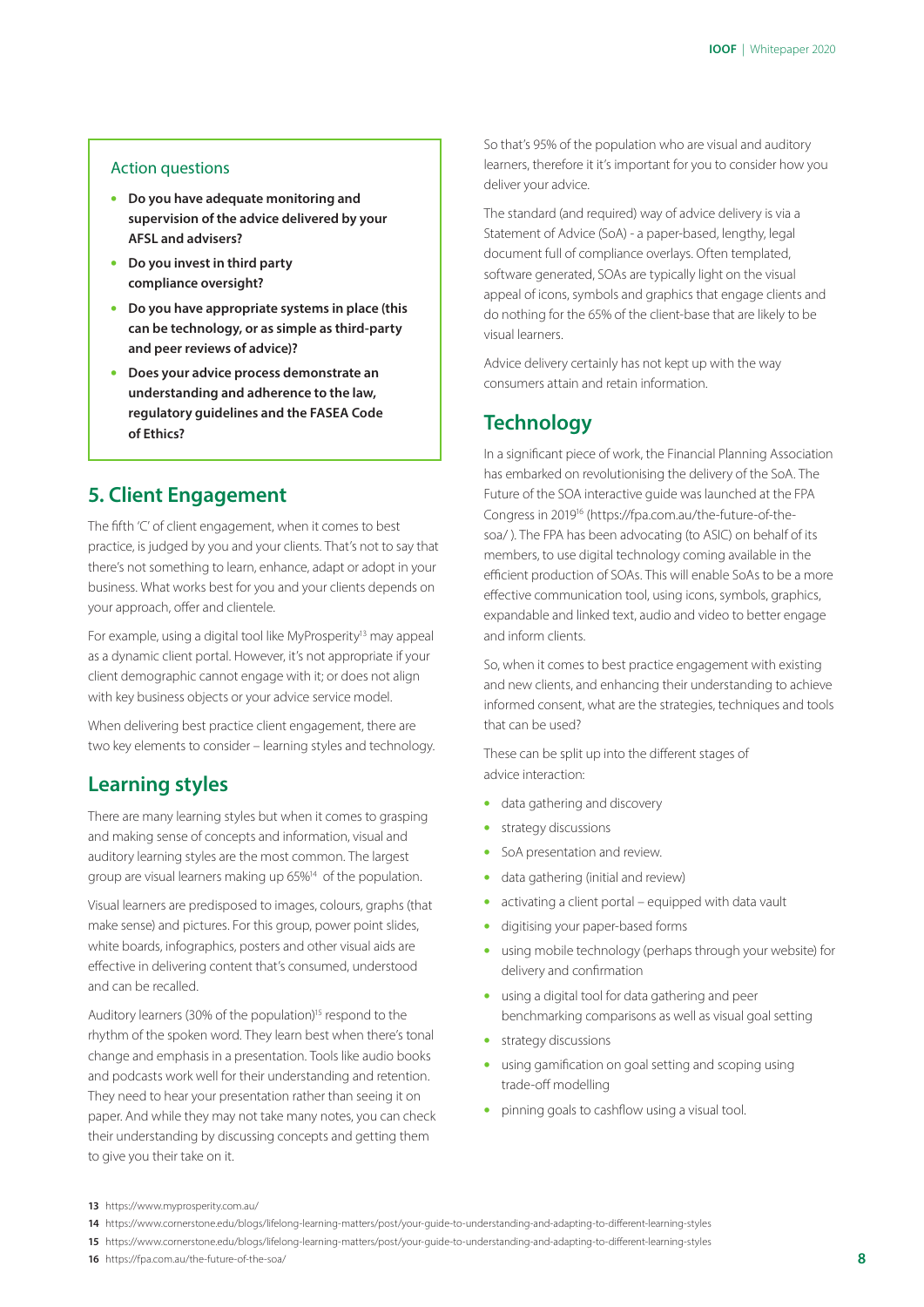### Action questions

- **Do you have adequate monitoring and supervision of the advice delivered by your AFSL and advisers?**
- **Do you invest in third party compliance oversight?**
- **Do you have appropriate systems in place (this can be technology, or as simple as third-party and peer reviews of advice)?**
- **Does your advice process demonstrate an understanding and adherence to the law, regulatory guidelines and the FASEA Code of Ethics?**

## 5. Client Engagement

The fifth 'C' of client engagement, when it comes to best practice, is judged by you and your clients. That's not to say that there's not something to learn, enhance, adapt or adopt in your business. What works best for you and your clients depends on your approach, offer and clientele.

For example, using a digital tool like MyProsperity[13] may appeal as a dynamic client portal. However, it's not appropriate if your client demographic cannot engage with it; or does not align with key business objects or your advice service model.

When delivering best practice client engagement, there are two key elements to consider – learning styles and technology.

## Learning styles

There are many learning styles but when it comes to grasping and making sense of concepts and information, visual and auditory learning styles are the most common. The largest group are visual learners making up 65%[14] of the population.

Visual learners are predisposed to images, colours, graphs (that make sense) and pictures. For this group, power point slides, white boards, infographics, posters and other visual aids are effective in delivering content that's consumed, understood and can be recalled.

Auditory learners (30% of the population)[15] respond to the rhythm of the spoken word. They learn best when there's tonal change and emphasis in a presentation. Tools like audio books and podcasts work well for their understanding and retention. They need to hear your presentation rather than seeing it on paper. And while they may not take many notes, you can check their understanding by discussing concepts and getting them to give you their take on it.

So that's 95% of the population who are visual and auditory learners, therefore it it's important for you to consider how you deliver your advice.

The standard (and required) way of advice delivery is via a Statement of Advice (SoA) - a paper-based, lengthy, legal document full of compliance overlays. Often templated, software generated, SOAs are typically light on the visual appeal of icons, symbols and graphics that engage clients and do nothing for the 65% of the client-base that are likely to be visual learners.

Advice delivery certainly has not kept up with the way consumers attain and retain information.

## Technology

In a significant piece of work, the Financial Planning Association has embarked on revolutionising the delivery of the SoA. The Future of the SOA interactive guide was launched at the FPA Congress in 2019[16] (https://fpa.com.au/the-future-of-the-soa/ ). The FPA has been advocating (to ASIC) on behalf of its members, to use digital technology coming available in the efficient production of SOAs. This will enable SoAs to be a more effective communication tool, using icons, symbols, graphics, expandable and linked text, audio and video to better engage and inform clients.

So, when it comes to best practice engagement with existing and new clients, and enhancing their understanding to achieve informed consent, what are the strategies, techniques and tools that can be used?

These can be split up into the different stages of advice interaction:

- data gathering and discovery
- strategy discussions
- SoA presentation and review.
- data gathering (initial and review)
- activating a client portal – equipped with data vault
- digitising your paper-based forms
- using mobile technology (perhaps through your website) for delivery and confirmation
- using a digital tool for data gathering and peer benchmarking comparisons as well as visual goal setting
- strategy discussions
- using gamification on goal setting and scoping using trade-off modelling
- pinning goals to cashflow using a visual tool.

---

13 https://www.myprosperity.com.au/

14 https://www.cornerstone.edu/blogs/lifelong-learning-matters/post/your-guide-to-understanding-and-adapting-to-different-learning-styles

15 https://www.cornerstone.edu/blogs/lifelong-learning-matters/post/your-guide-to-understanding-and-adapting-to-different-learning-styles

16 https://fpa.com.au/the-future-of-the-soa/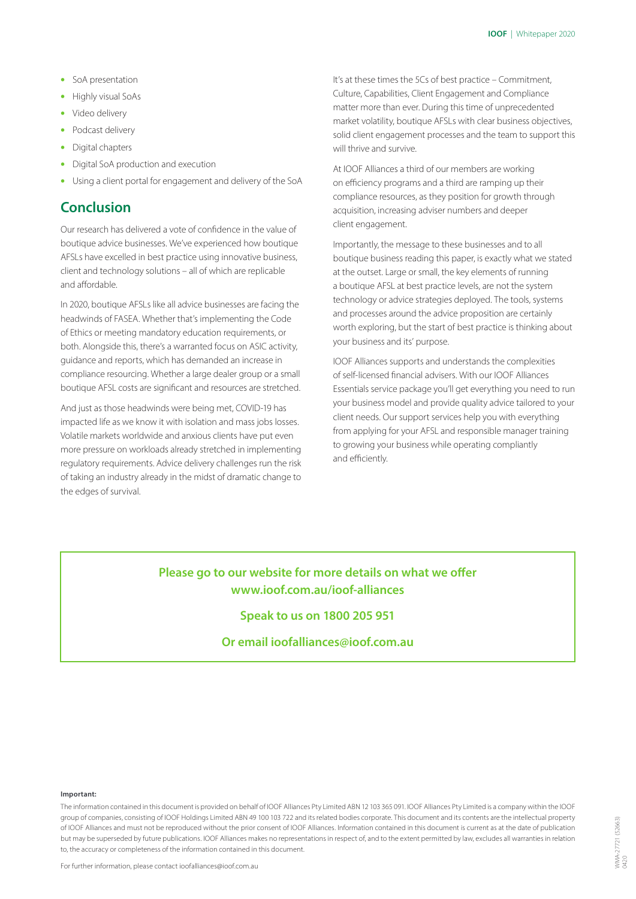- SoA presentation
- Highly visual SoAs
- Video delivery
- Podcast delivery
- Digital chapters
- Digital SoA production and execution
- Using a client portal for engagement and delivery of the SoA

## Conclusion

Our research has delivered a vote of confidence in the value of boutique advice businesses. We've experienced how boutique AFSLs have excelled in best practice using innovative business, client and technology solutions – all of which are replicable and affordable.

In 2020, boutique AFSLs like all advice businesses are facing the headwinds of FASEA. Whether that's implementing the Code of Ethics or meeting mandatory education requirements, or both. Alongside this, there's a warranted focus on ASIC activity, guidance and reports, which has demanded an increase in compliance resourcing. Whether a large dealer group or a small boutique AFSL costs are significant and resources are stretched.

And just as those headwinds were being met, COVID-19 has impacted life as we know it with isolation and mass jobs losses. Volatile markets worldwide and anxious clients have put even more pressure on workloads already stretched in implementing regulatory requirements. Advice delivery challenges run the risk of taking an industry already in the midst of dramatic change to the edges of survival.

It's at these times the 5Cs of best practice – Commitment, Culture, Capabilities, Client Engagement and Compliance matter more than ever. During this time of unprecedented market volatility, boutique AFSLs with clear business objectives, solid client engagement processes and the team to support this will thrive and survive.

At IOOF Alliances a third of our members are working on efficiency programs and a third are ramping up their compliance resources, as they position for growth through acquisition, increasing adviser numbers and deeper client engagement.

Importantly, the message to these businesses and to all boutique business reading this paper, is exactly what we stated at the outset. Large or small, the key elements of running a boutique AFSL at best practice levels, are not the system technology or advice strategies deployed. The tools, systems and processes around the advice proposition are certainly worth exploring, but the start of best practice is thinking about your business and its' purpose.

IOOF Alliances supports and understands the complexities of self-licensed financial advisers. With our IOOF Alliances Essentials service package you'll get everything you need to run your business model and provide quality advice tailored to your client needs. Our support services help you with everything from applying for your AFSL and responsible manager training to growing your business while operating compliantly and efficiently.

**Please go to our website for more details on what we offer**
**www.ioof.com.au/ioof-alliances**

**Speak to us on 1800 205 951**

**Or email ioofalliances@ioof.com.au**

**Important:**

The information contained in this document is provided on behalf of IOOF Alliances Pty Limited ABN 12 103 365 091. IOOF Alliances Pty Limited is a company within the IOOF group of companies, consisting of IOOF Holdings Limited ABN 49 100 103 722 and its related bodies corporate. This document and its contents are the intellectual property of IOOF Alliances and must not be reproduced without the prior consent of IOOF Alliances. Information contained in this document is current as at the date of publication but may be superseded by future publications. IOOF Alliances makes no representations in respect of, and to the extent permitted by law, excludes all warranties in relation to, the accuracy or completeness of the information contained in this document.

For further information, please contact ioofalliances@ioof.com.au

WMA-27721 (52663) 0420